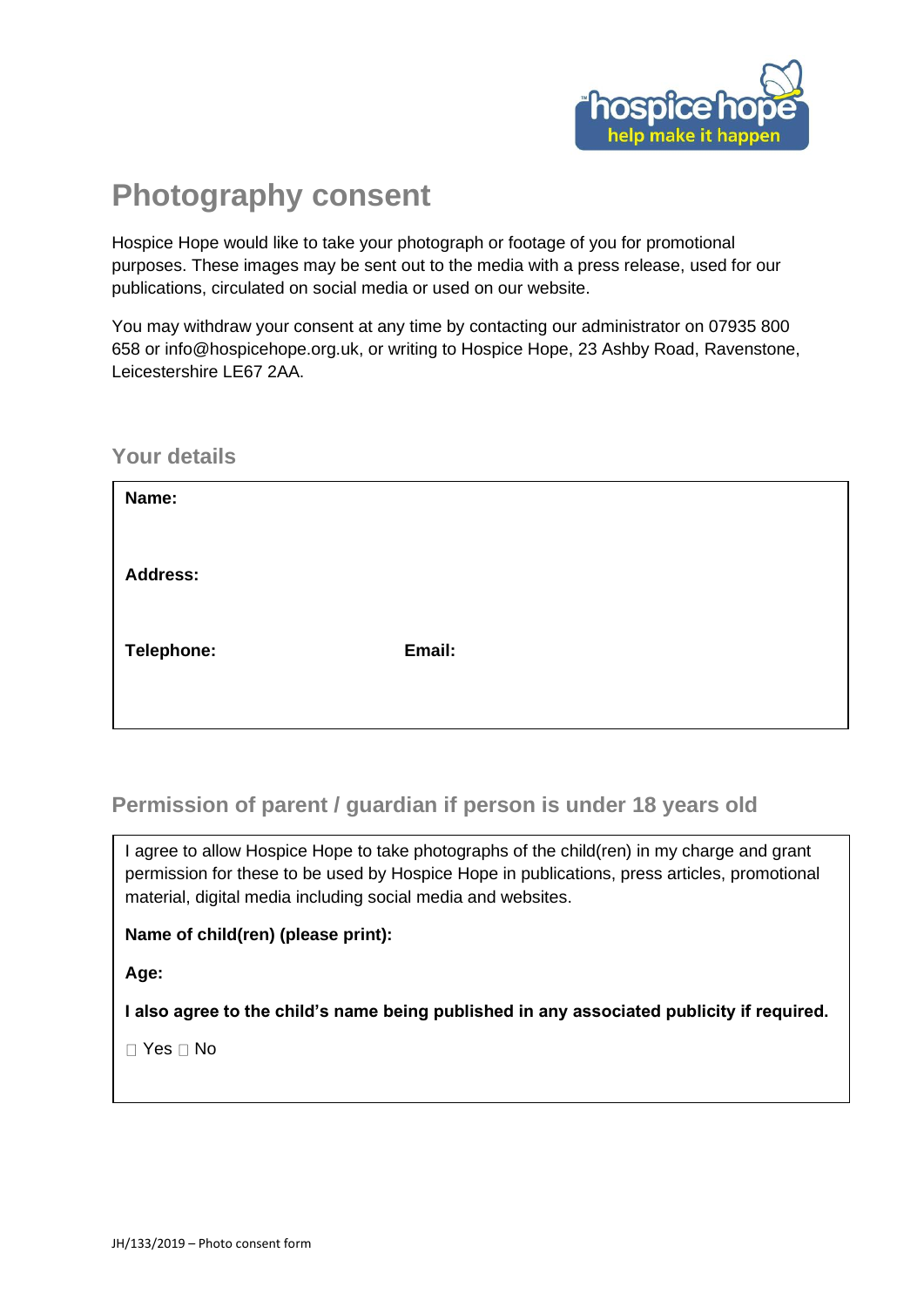# Photography consent

Hospice Hope would like to take your photograph or footage of you for promotional purposes. These images may be sent out to the media with a press release, used for our publications, circulated on social media or used on our website.

You may withdraw your consent at any time by contacting our administrator on 07935 800 658 or info@hospicehope.org.uk, or writing to Hospice Hope, 23 Ashby Road, Ravenstone, Leicestershire LE67 2AA.

## Your details

**Name:**

**Address:**

**Telephone:** **Email:**

## Permission of parent / guardian if person is under 18 years old

I agree to allow Hospice Hope to take photographs of the child(ren) in my charge and grant permission for these to be used by Hospice Hope in publications, press articles, promotional material, digital media including social media and websites.

**Name of child(ren) (please print):**

**Age:**

**I also agree to the child's name being published in any associated publicity if required.**

☐ Yes ☐ No

JH/133/2019 – Photo consent form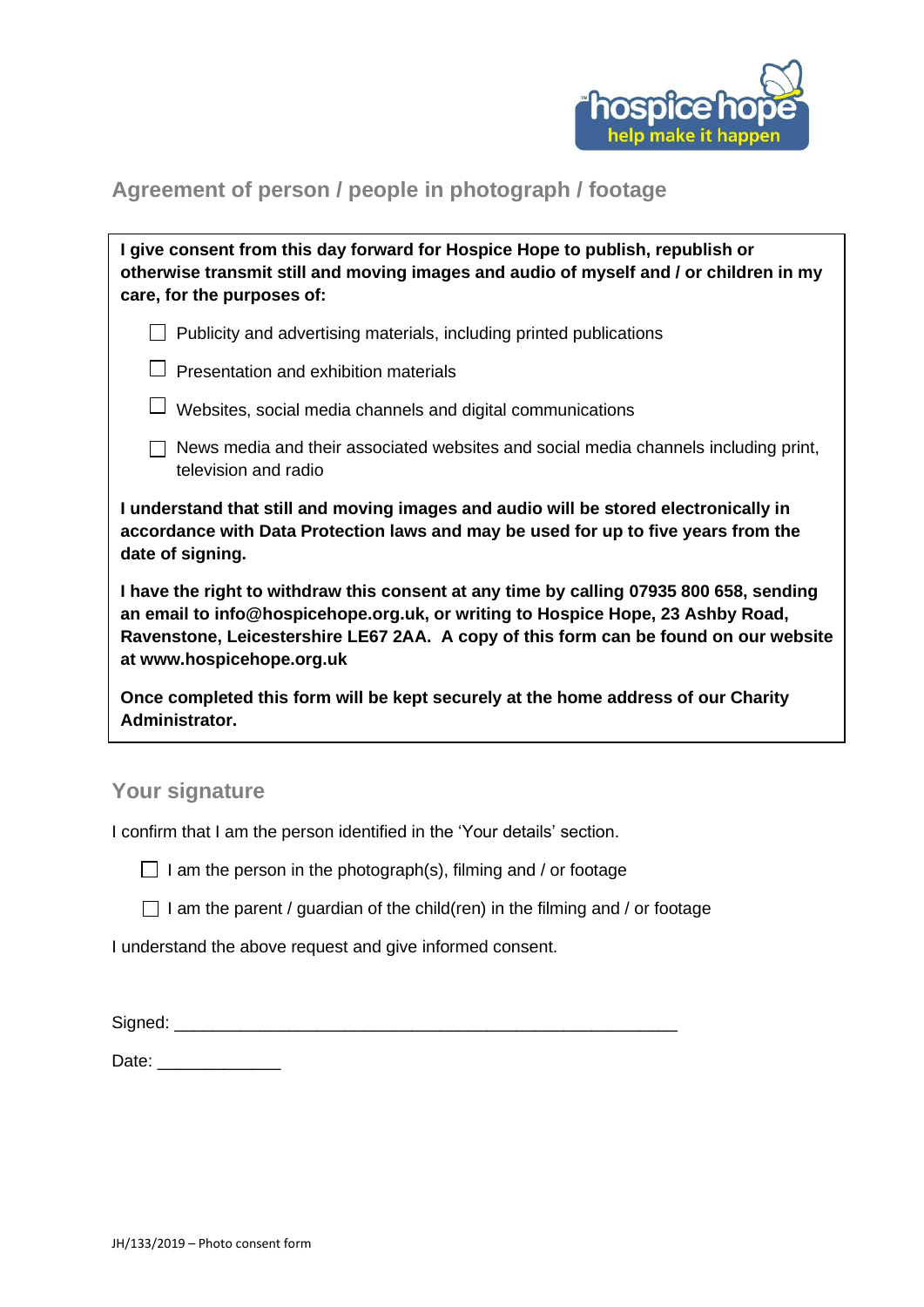## Agreement of person / people in photograph / footage

**I give consent from this day forward for Hospice Hope to publish, republish or otherwise transmit still and moving images and audio of myself and / or children in my care, for the purposes of:**

- ☐ Publicity and advertising materials, including printed publications
- ☐ Presentation and exhibition materials
- ☐ Websites, social media channels and digital communications
- ☐ News media and their associated websites and social media channels including print, television and radio

**I understand that still and moving images and audio will be stored electronically in accordance with Data Protection laws and may be used for up to five years from the date of signing.**

**I have the right to withdraw this consent at any time by calling 07935 800 658, sending an email to info@hospicehope.org.uk, or writing to Hospice Hope, 23 Ashby Road, Ravenstone, Leicestershire LE67 2AA. A copy of this form can be found on our website at www.hospicehope.org.uk**

**Once completed this form will be kept securely at the home address of our Charity Administrator.**

## Your signature

I confirm that I am the person identified in the 'Your details' section.

- ☐ I am the person in the photograph(s), filming and / or footage
- ☐ I am the parent / guardian of the child(ren) in the filming and / or footage

I understand the above request and give informed consent.

Signed: ______________________________________________________

Date: _____________

JH/133/2019 – Photo consent form